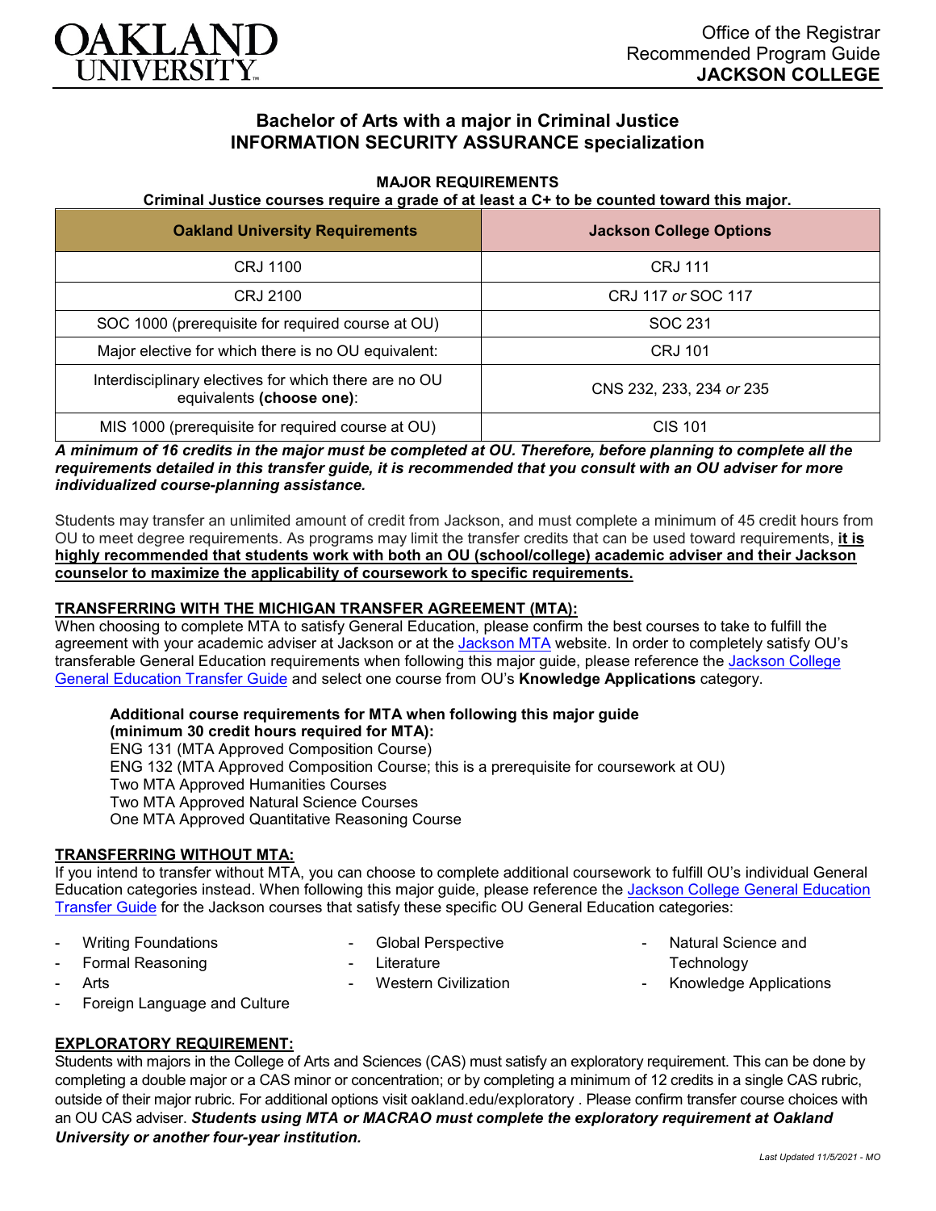Office of the Registrar
Recommended Program Guide
**JACKSON COLLEGE**

## Bachelor of Arts with a major in Criminal Justice
## INFORMATION SECURITY ASSURANCE specialization

### MAJOR REQUIREMENTS

**Criminal Justice courses require a grade of at least a C+ to be counted toward this major.**

| Oakland University Requirements | Jackson College Options |
|---|---|
| CRJ 1100 | CRJ 111 |
| CRJ 2100 | CRJ 117 *or* SOC 117 |
| SOC 1000 (prerequisite for required course at OU) | SOC 231 |
| Major elective for which there is no OU equivalent: | CRJ 101 |
| Interdisciplinary electives for which there are no OU equivalents **(choose one)**: | CNS 232, 233, 234 *or* 235 |
| MIS 1000 (prerequisite for required course at OU) | CIS 101 |

***A minimum of 16 credits in the major must be completed at OU. Therefore, before planning to complete all the requirements detailed in this transfer guide, it is recommended that you consult with an OU adviser for more individualized course-planning assistance.***

Students may transfer an unlimited amount of credit from Jackson, and must complete a minimum of 45 credit hours from OU to meet degree requirements. As programs may limit the transfer credits that can be used toward requirements, **it is highly recommended that students work with both an OU (school/college) academic adviser and their Jackson counselor to maximize the applicability of coursework to specific requirements.**

### TRANSFERRING WITH THE MICHIGAN TRANSFER AGREEMENT (MTA):

When choosing to complete MTA to satisfy General Education, please confirm the best courses to take to fulfill the agreement with your academic adviser at Jackson or at the Jackson MTA website. In order to completely satisfy OU's transferable General Education requirements when following this major guide, please reference the Jackson College General Education Transfer Guide and select one course from OU's **Knowledge Applications** category.

**Additional course requirements for MTA when following this major guide (minimum 30 credit hours required for MTA):**
ENG 131 (MTA Approved Composition Course)
ENG 132 (MTA Approved Composition Course; this is a prerequisite for coursework at OU)
Two MTA Approved Humanities Courses
Two MTA Approved Natural Science Courses
One MTA Approved Quantitative Reasoning Course

### TRANSFERRING WITHOUT MTA:

If you intend to transfer without MTA, you can choose to complete additional coursework to fulfill OU's individual General Education categories instead. When following this major guide, please reference the Jackson College General Education Transfer Guide for the Jackson courses that satisfy these specific OU General Education categories:

- Writing Foundations
- Formal Reasoning
- Arts
- Foreign Language and Culture
- Global Perspective
- Literature
- Western Civilization
- Natural Science and Technology
- Knowledge Applications

### EXPLORATORY REQUIREMENT:

Students with majors in the College of Arts and Sciences (CAS) must satisfy an exploratory requirement. This can be done by completing a double major or a CAS minor or concentration; or by completing a minimum of 12 credits in a single CAS rubric, outside of their major rubric. For additional options visit oakland.edu/exploratory . Please confirm transfer course choices with an OU CAS adviser. ***Students using MTA or MACRAO must complete the exploratory requirement at Oakland University or another four-year institution.***

*Last Updated 11/5/2021 - MO*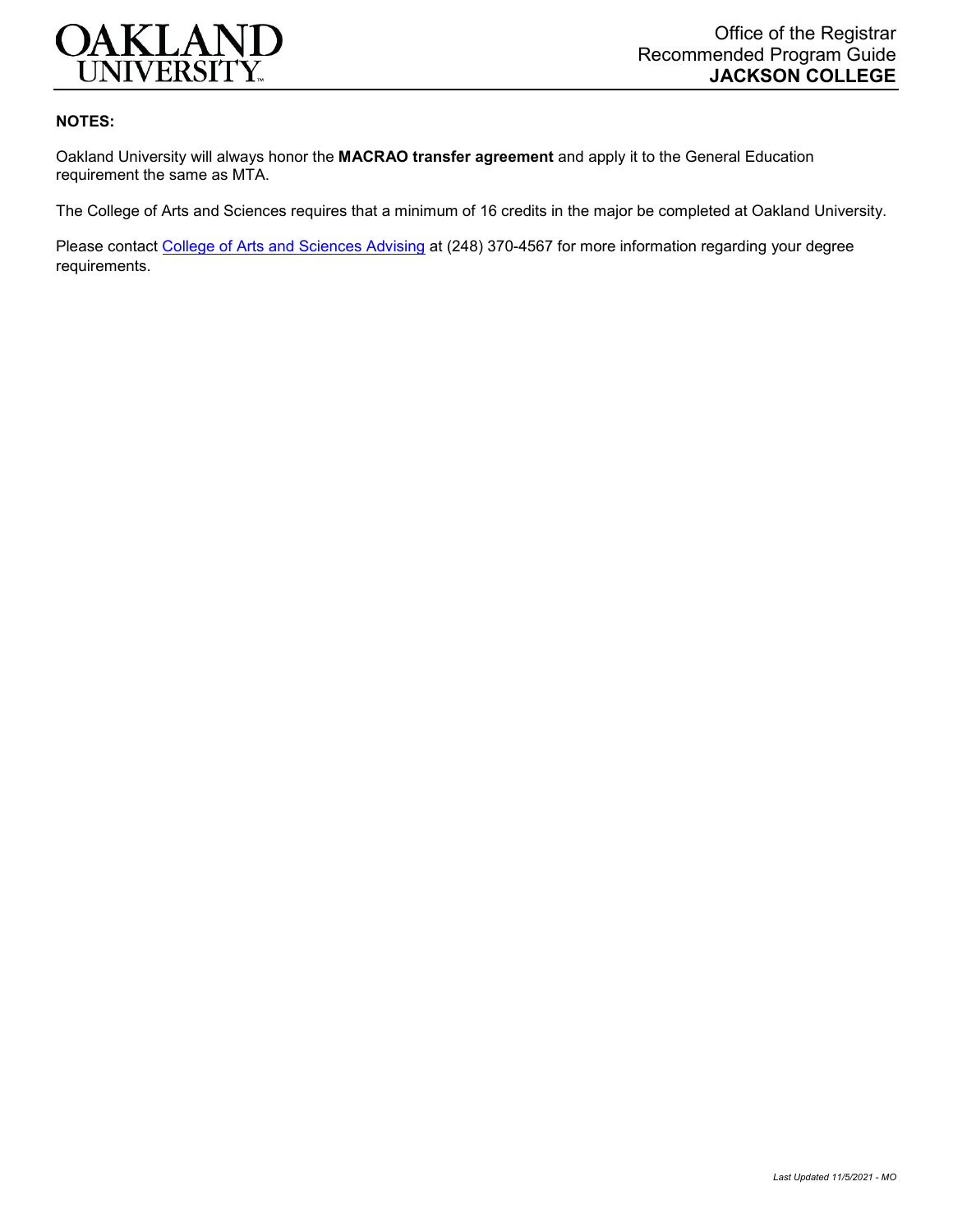**NOTES:**

Oakland University will always honor the **MACRAO transfer agreement** and apply it to the General Education requirement the same as MTA.

The College of Arts and Sciences requires that a minimum of 16 credits in the major be completed at Oakland University.

Please contact College of Arts and Sciences Advising at (248) 370-4567 for more information regarding your degree requirements.